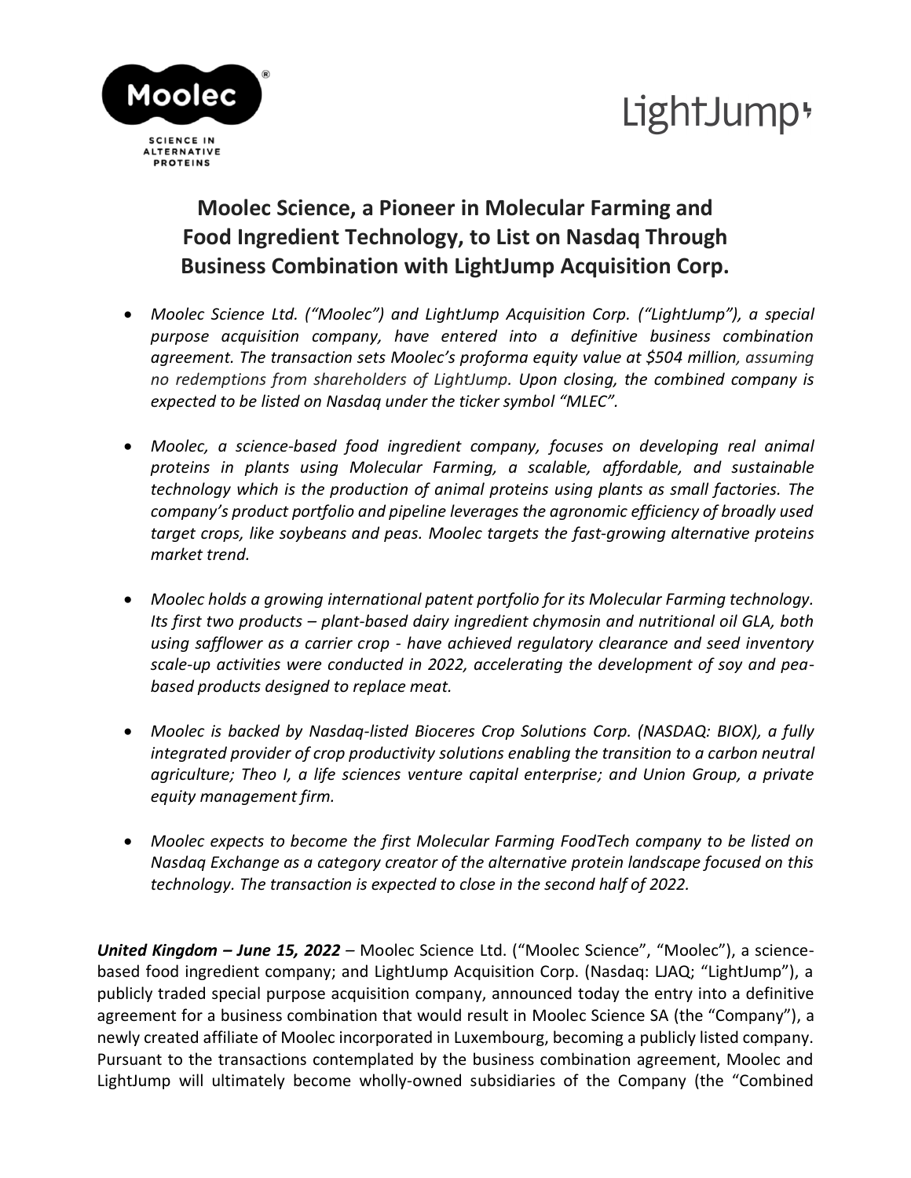Moolec®

SCIENCE IN ALTERNATIVE PROTEINS

LightJump

# Moolec Science, a Pioneer in Molecular Farming and Food Ingredient Technology, to List on Nasdaq Through Business Combination with LightJump Acquisition Corp.

- *Moolec Science Ltd. ("Moolec") and LightJump Acquisition Corp. ("LightJump"), a special purpose acquisition company, have entered into a definitive business combination agreement. The transaction sets Moolec's proforma equity value at $504 million, assuming no redemptions from shareholders of LightJump. Upon closing, the combined company is expected to be listed on Nasdaq under the ticker symbol "MLEC".*

- *Moolec, a science-based food ingredient company, focuses on developing real animal proteins in plants using Molecular Farming, a scalable, affordable, and sustainable technology which is the production of animal proteins using plants as small factories. The company's product portfolio and pipeline leverages the agronomic efficiency of broadly used target crops, like soybeans and peas. Moolec targets the fast-growing alternative proteins market trend.*

- *Moolec holds a growing international patent portfolio for its Molecular Farming technology. Its first two products – plant-based dairy ingredient chymosin and nutritional oil GLA, both using safflower as a carrier crop - have achieved regulatory clearance and seed inventory scale-up activities were conducted in 2022, accelerating the development of soy and pea-based products designed to replace meat.*

- *Moolec is backed by Nasdaq-listed Bioceres Crop Solutions Corp. (NASDAQ: BIOX), a fully integrated provider of crop productivity solutions enabling the transition to a carbon neutral agriculture; Theo I, a life sciences venture capital enterprise; and Union Group, a private equity management firm.*

- *Moolec expects to become the first Molecular Farming FoodTech company to be listed on Nasdaq Exchange as a category creator of the alternative protein landscape focused on this technology. The transaction is expected to close in the second half of 2022.*

***United Kingdom – June 15, 2022*** – Moolec Science Ltd. ("Moolec Science", "Moolec"), a science-based food ingredient company; and LightJump Acquisition Corp. (Nasdaq: LJAQ; "LightJump"), a publicly traded special purpose acquisition company, announced today the entry into a definitive agreement for a business combination that would result in Moolec Science SA (the "Company"), a newly created affiliate of Moolec incorporated in Luxembourg, becoming a publicly listed company. Pursuant to the transactions contemplated by the business combination agreement, Moolec and LightJump will ultimately become wholly-owned subsidiaries of the Company (the "Combined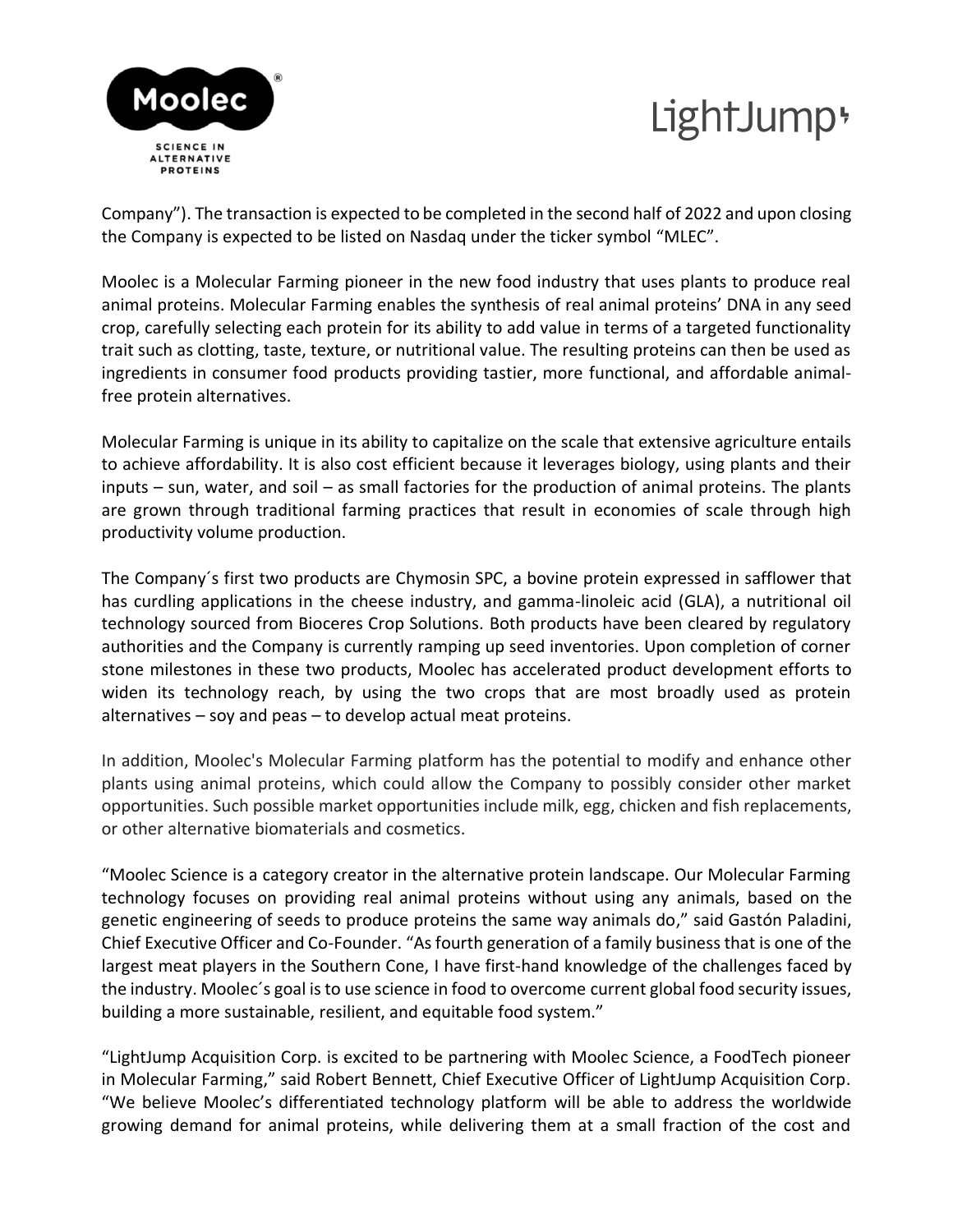Company”). The transaction is expected to be completed in the second half of 2022 and upon closing the Company is expected to be listed on Nasdaq under the ticker symbol “MLEC”.

Moolec is a Molecular Farming pioneer in the new food industry that uses plants to produce real animal proteins. Molecular Farming enables the synthesis of real animal proteins’ DNA in any seed crop, carefully selecting each protein for its ability to add value in terms of a targeted functionality trait such as clotting, taste, texture, or nutritional value. The resulting proteins can then be used as ingredients in consumer food products providing tastier, more functional, and affordable animal-free protein alternatives.

Molecular Farming is unique in its ability to capitalize on the scale that extensive agriculture entails to achieve affordability. It is also cost efficient because it leverages biology, using plants and their inputs – sun, water, and soil – as small factories for the production of animal proteins. The plants are grown through traditional farming practices that result in economies of scale through high productivity volume production.

The Company´s first two products are Chymosin SPC, a bovine protein expressed in safflower that has curdling applications in the cheese industry, and gamma-linoleic acid (GLA), a nutritional oil technology sourced from Bioceres Crop Solutions. Both products have been cleared by regulatory authorities and the Company is currently ramping up seed inventories. Upon completion of corner stone milestones in these two products, Moolec has accelerated product development efforts to widen its technology reach, by using the two crops that are most broadly used as protein alternatives – soy and peas – to develop actual meat proteins.

In addition, Moolec's Molecular Farming platform has the potential to modify and enhance other plants using animal proteins, which could allow the Company to possibly consider other market opportunities. Such possible market opportunities include milk, egg, chicken and fish replacements, or other alternative biomaterials and cosmetics.

“Moolec Science is a category creator in the alternative protein landscape. Our Molecular Farming technology focuses on providing real animal proteins without using any animals, based on the genetic engineering of seeds to produce proteins the same way animals do,” said Gastón Paladini, Chief Executive Officer and Co-Founder. “As fourth generation of a family business that is one of the largest meat players in the Southern Cone, I have first-hand knowledge of the challenges faced by the industry. Moolec´s goal is to use science in food to overcome current global food security issues, building a more sustainable, resilient, and equitable food system.”

“LightJump Acquisition Corp. is excited to be partnering with Moolec Science, a FoodTech pioneer in Molecular Farming,” said Robert Bennett, Chief Executive Officer of LightJump Acquisition Corp. “We believe Moolec’s differentiated technology platform will be able to address the worldwide growing demand for animal proteins, while delivering them at a small fraction of the cost and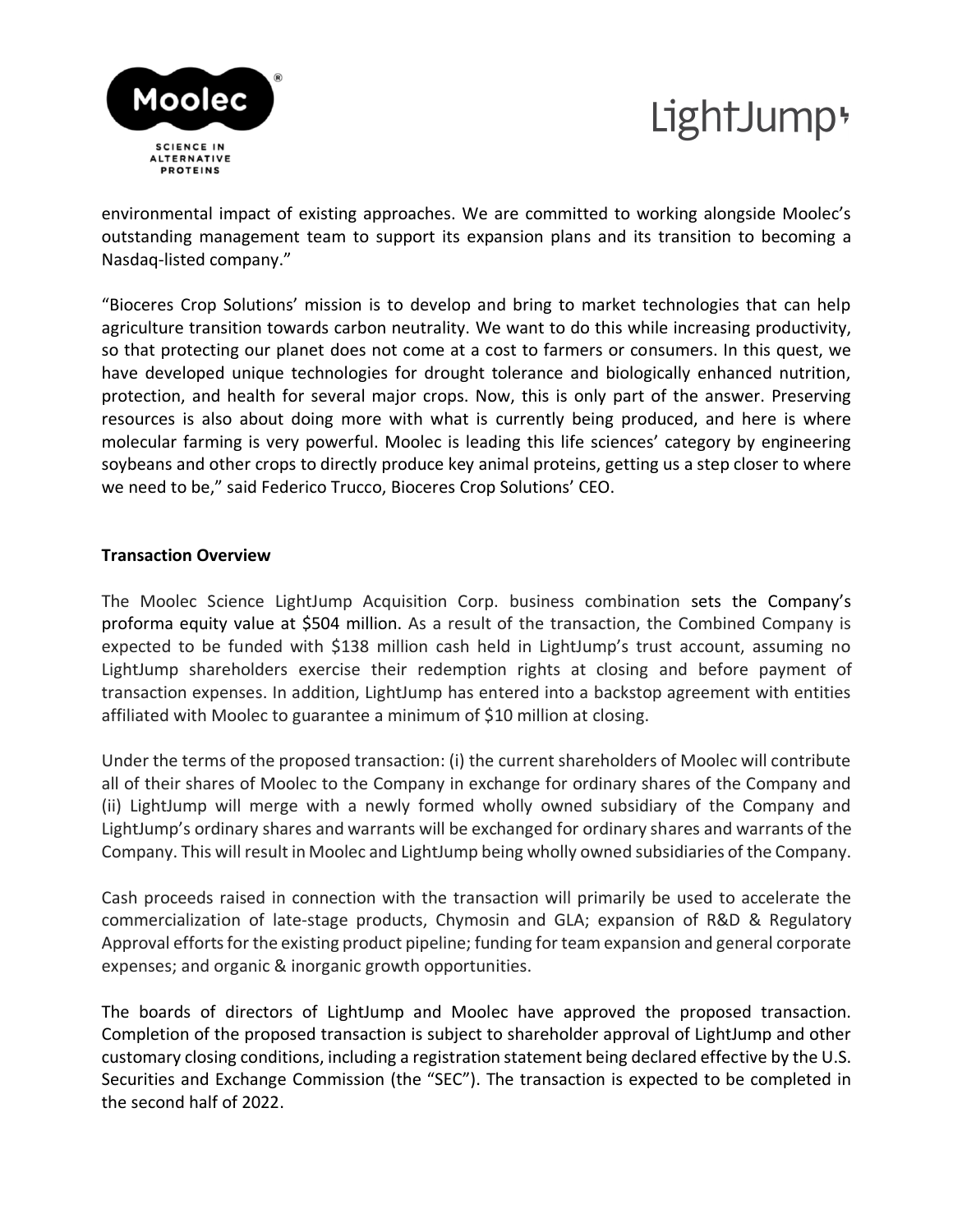environmental impact of existing approaches. We are committed to working alongside Moolec's outstanding management team to support its expansion plans and its transition to becoming a Nasdaq-listed company."

"Bioceres Crop Solutions' mission is to develop and bring to market technologies that can help agriculture transition towards carbon neutrality. We want to do this while increasing productivity, so that protecting our planet does not come at a cost to farmers or consumers. In this quest, we have developed unique technologies for drought tolerance and biologically enhanced nutrition, protection, and health for several major crops. Now, this is only part of the answer. Preserving resources is also about doing more with what is currently being produced, and here is where molecular farming is very powerful. Moolec is leading this life sciences' category by engineering soybeans and other crops to directly produce key animal proteins, getting us a step closer to where we need to be," said Federico Trucco, Bioceres Crop Solutions' CEO.

**Transaction Overview**

The Moolec Science LightJump Acquisition Corp. business combination sets the Company's proforma equity value at $504 million. As a result of the transaction, the Combined Company is expected to be funded with $138 million cash held in LightJump's trust account, assuming no LightJump shareholders exercise their redemption rights at closing and before payment of transaction expenses. In addition, LightJump has entered into a backstop agreement with entities affiliated with Moolec to guarantee a minimum of $10 million at closing.

Under the terms of the proposed transaction: (i) the current shareholders of Moolec will contribute all of their shares of Moolec to the Company in exchange for ordinary shares of the Company and (ii) LightJump will merge with a newly formed wholly owned subsidiary of the Company and LightJump's ordinary shares and warrants will be exchanged for ordinary shares and warrants of the Company. This will result in Moolec and LightJump being wholly owned subsidiaries of the Company.

Cash proceeds raised in connection with the transaction will primarily be used to accelerate the commercialization of late-stage products, Chymosin and GLA; expansion of R&D & Regulatory Approval efforts for the existing product pipeline; funding for team expansion and general corporate expenses; and organic & inorganic growth opportunities.

The boards of directors of LightJump and Moolec have approved the proposed transaction. Completion of the proposed transaction is subject to shareholder approval of LightJump and other customary closing conditions, including a registration statement being declared effective by the U.S. Securities and Exchange Commission (the "SEC"). The transaction is expected to be completed in the second half of 2022.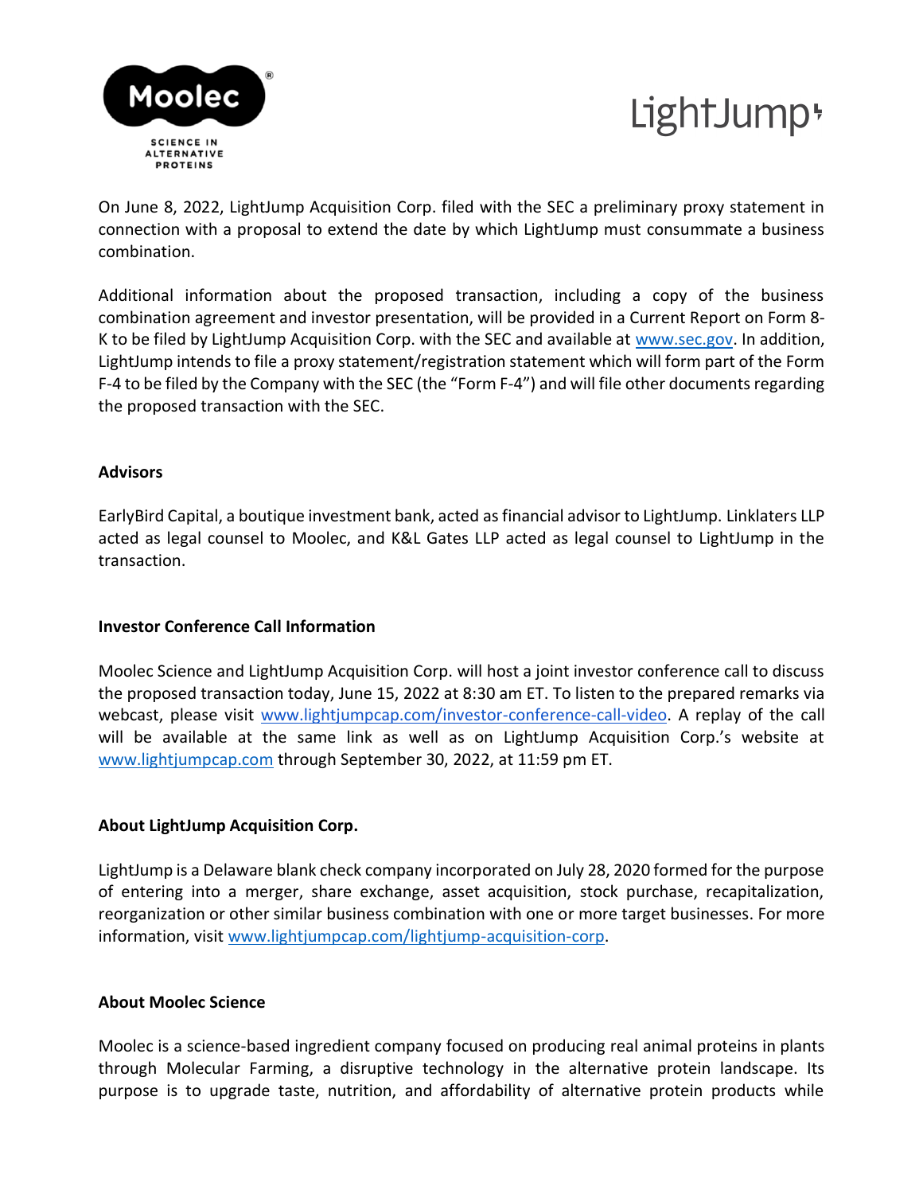On June 8, 2022, LightJump Acquisition Corp. filed with the SEC a preliminary proxy statement in connection with a proposal to extend the date by which LightJump must consummate a business combination.

Additional information about the proposed transaction, including a copy of the business combination agreement and investor presentation, will be provided in a Current Report on Form 8-K to be filed by LightJump Acquisition Corp. with the SEC and available at www.sec.gov. In addition, LightJump intends to file a proxy statement/registration statement which will form part of the Form F-4 to be filed by the Company with the SEC (the "Form F-4") and will file other documents regarding the proposed transaction with the SEC.

**Advisors**

EarlyBird Capital, a boutique investment bank, acted as financial advisor to LightJump. Linklaters LLP acted as legal counsel to Moolec, and K&L Gates LLP acted as legal counsel to LightJump in the transaction.

**Investor Conference Call Information**

Moolec Science and LightJump Acquisition Corp. will host a joint investor conference call to discuss the proposed transaction today, June 15, 2022 at 8:30 am ET. To listen to the prepared remarks via webcast, please visit www.lightjumpcap.com/investor-conference-call-video. A replay of the call will be available at the same link as well as on LightJump Acquisition Corp.'s website at www.lightjumpcap.com through September 30, 2022, at 11:59 pm ET.

**About LightJump Acquisition Corp.**

LightJump is a Delaware blank check company incorporated on July 28, 2020 formed for the purpose of entering into a merger, share exchange, asset acquisition, stock purchase, recapitalization, reorganization or other similar business combination with one or more target businesses. For more information, visit www.lightjumpcap.com/lightjump-acquisition-corp.

**About Moolec Science**

Moolec is a science-based ingredient company focused on producing real animal proteins in plants through Molecular Farming, a disruptive technology in the alternative protein landscape. Its purpose is to upgrade taste, nutrition, and affordability of alternative protein products while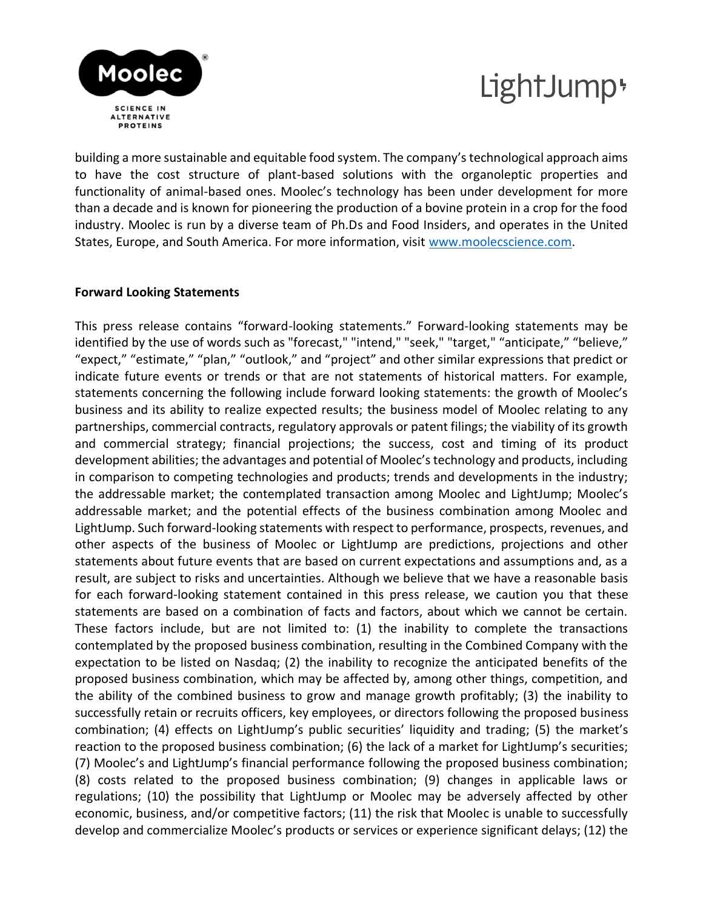building a more sustainable and equitable food system. The company's technological approach aims to have the cost structure of plant-based solutions with the organoleptic properties and functionality of animal-based ones. Moolec's technology has been under development for more than a decade and is known for pioneering the production of a bovine protein in a crop for the food industry. Moolec is run by a diverse team of Ph.Ds and Food Insiders, and operates in the United States, Europe, and South America. For more information, visit [www.moolecscience.com](http://www.moolecscience.com).

**Forward Looking Statements**

This press release contains "forward-looking statements." Forward-looking statements may be identified by the use of words such as "forecast," "intend," "seek," "target," "anticipate," "believe," "expect," "estimate," "plan," "outlook," and "project" and other similar expressions that predict or indicate future events or trends or that are not statements of historical matters. For example, statements concerning the following include forward looking statements: the growth of Moolec's business and its ability to realize expected results; the business model of Moolec relating to any partnerships, commercial contracts, regulatory approvals or patent filings; the viability of its growth and commercial strategy; financial projections; the success, cost and timing of its product development abilities; the advantages and potential of Moolec's technology and products, including in comparison to competing technologies and products; trends and developments in the industry; the addressable market; the contemplated transaction among Moolec and LightJump; Moolec's addressable market; and the potential effects of the business combination among Moolec and LightJump. Such forward-looking statements with respect to performance, prospects, revenues, and other aspects of the business of Moolec or LightJump are predictions, projections and other statements about future events that are based on current expectations and assumptions and, as a result, are subject to risks and uncertainties. Although we believe that we have a reasonable basis for each forward-looking statement contained in this press release, we caution you that these statements are based on a combination of facts and factors, about which we cannot be certain. These factors include, but are not limited to: (1) the inability to complete the transactions contemplated by the proposed business combination, resulting in the Combined Company with the expectation to be listed on Nasdaq; (2) the inability to recognize the anticipated benefits of the proposed business combination, which may be affected by, among other things, competition, and the ability of the combined business to grow and manage growth profitably; (3) the inability to successfully retain or recruits officers, key employees, or directors following the proposed business combination; (4) effects on LightJump's public securities' liquidity and trading; (5) the market's reaction to the proposed business combination; (6) the lack of a market for LightJump's securities; (7) Moolec's and LightJump's financial performance following the proposed business combination; (8) costs related to the proposed business combination; (9) changes in applicable laws or regulations; (10) the possibility that LightJump or Moolec may be adversely affected by other economic, business, and/or competitive factors; (11) the risk that Moolec is unable to successfully develop and commercialize Moolec's products or services or experience significant delays; (12) the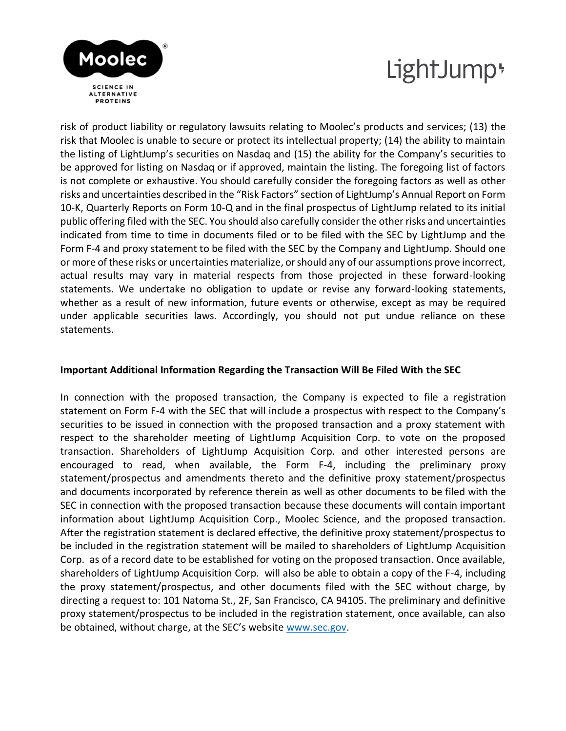risk of product liability or regulatory lawsuits relating to Moolec's products and services; (13) the risk that Moolec is unable to secure or protect its intellectual property; (14) the ability to maintain the listing of LightJump's securities on Nasdaq and (15) the ability for the Company's securities to be approved for listing on Nasdaq or if approved, maintain the listing. The foregoing list of factors is not complete or exhaustive. You should carefully consider the foregoing factors as well as other risks and uncertainties described in the "Risk Factors" section of LightJump's Annual Report on Form 10-K, Quarterly Reports on Form 10-Q and in the final prospectus of LightJump related to its initial public offering filed with the SEC. You should also carefully consider the other risks and uncertainties indicated from time to time in documents filed or to be filed with the SEC by LightJump and the Form F-4 and proxy statement to be filed with the SEC by the Company and LightJump. Should one or more of these risks or uncertainties materialize, or should any of our assumptions prove incorrect, actual results may vary in material respects from those projected in these forward-looking statements. We undertake no obligation to update or revise any forward-looking statements, whether as a result of new information, future events or otherwise, except as may be required under applicable securities laws. Accordingly, you should not put undue reliance on these statements.

**Important Additional Information Regarding the Transaction Will Be Filed With the SEC**

In connection with the proposed transaction, the Company is expected to file a registration statement on Form F-4 with the SEC that will include a prospectus with respect to the Company's securities to be issued in connection with the proposed transaction and a proxy statement with respect to the shareholder meeting of LightJump Acquisition Corp. to vote on the proposed transaction. Shareholders of LightJump Acquisition Corp. and other interested persons are encouraged to read, when available, the Form F-4, including the preliminary proxy statement/prospectus and amendments thereto and the definitive proxy statement/prospectus and documents incorporated by reference therein as well as other documents to be filed with the SEC in connection with the proposed transaction because these documents will contain important information about LightJump Acquisition Corp., Moolec Science, and the proposed transaction. After the registration statement is declared effective, the definitive proxy statement/prospectus to be included in the registration statement will be mailed to shareholders of LightJump Acquisition Corp. as of a record date to be established for voting on the proposed transaction. Once available, shareholders of LightJump Acquisition Corp. will also be able to obtain a copy of the F-4, including the proxy statement/prospectus, and other documents filed with the SEC without charge, by directing a request to: 101 Natoma St., 2F, San Francisco, CA 94105. The preliminary and definitive proxy statement/prospectus to be included in the registration statement, once available, can also be obtained, without charge, at the SEC's website www.sec.gov.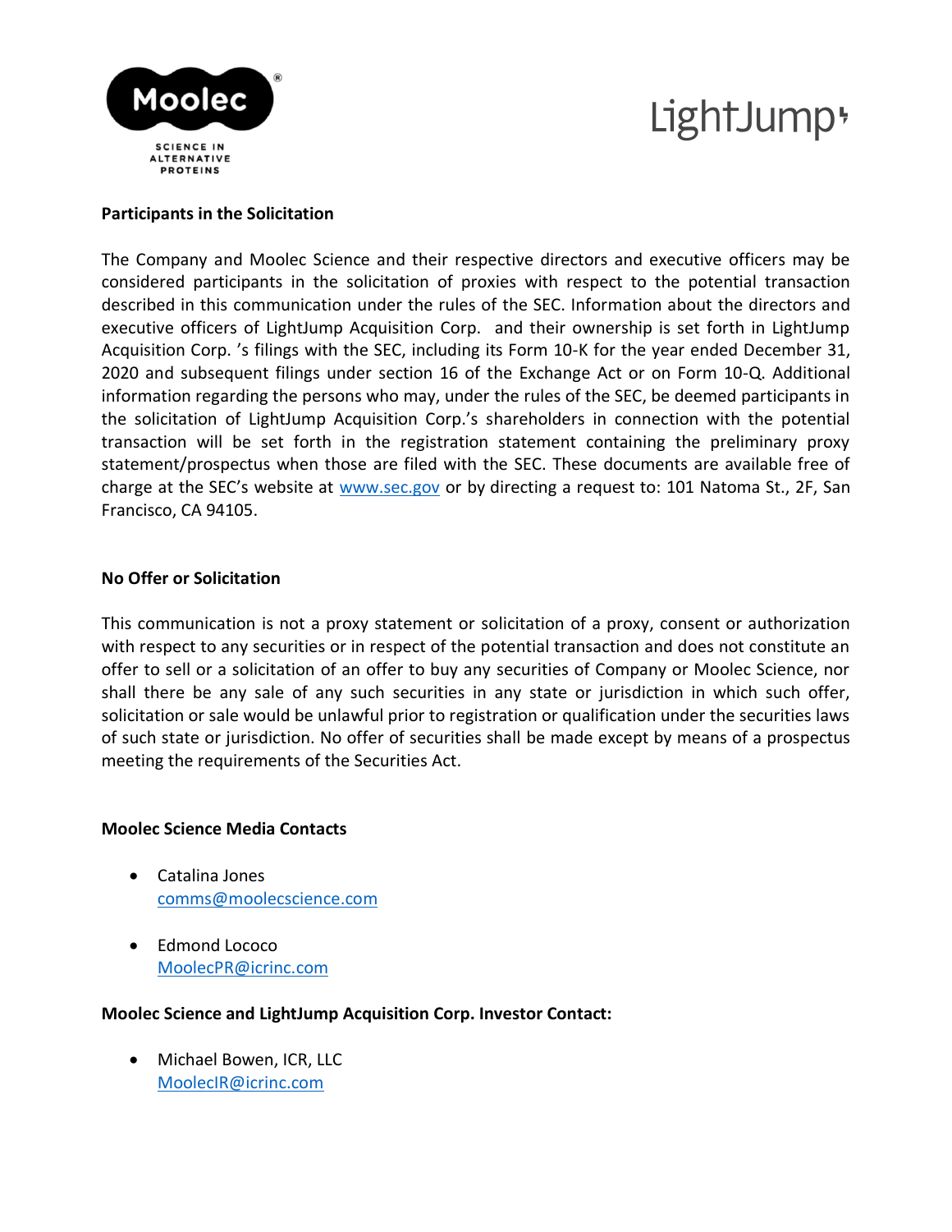**Participants in the Solicitation**

The Company and Moolec Science and their respective directors and executive officers may be considered participants in the solicitation of proxies with respect to the potential transaction described in this communication under the rules of the SEC. Information about the directors and executive officers of LightJump Acquisition Corp. and their ownership is set forth in LightJump Acquisition Corp. 's filings with the SEC, including its Form 10-K for the year ended December 31, 2020 and subsequent filings under section 16 of the Exchange Act or on Form 10-Q. Additional information regarding the persons who may, under the rules of the SEC, be deemed participants in the solicitation of LightJump Acquisition Corp.'s shareholders in connection with the potential transaction will be set forth in the registration statement containing the preliminary proxy statement/prospectus when those are filed with the SEC. These documents are available free of charge at the SEC's website at www.sec.gov or by directing a request to: 101 Natoma St., 2F, San Francisco, CA 94105.

**No Offer or Solicitation**

This communication is not a proxy statement or solicitation of a proxy, consent or authorization with respect to any securities or in respect of the potential transaction and does not constitute an offer to sell or a solicitation of an offer to buy any securities of Company or Moolec Science, nor shall there be any sale of any such securities in any state or jurisdiction in which such offer, solicitation or sale would be unlawful prior to registration or qualification under the securities laws of such state or jurisdiction. No offer of securities shall be made except by means of a prospectus meeting the requirements of the Securities Act.

**Moolec Science Media Contacts**

- Catalina Jones
  comms@moolecscience.com

- Edmond Lococo
  MoolecPR@icrinc.com

**Moolec Science and LightJump Acquisition Corp. Investor Contact:**

- Michael Bowen, ICR, LLC
  MoolecIR@icrinc.com